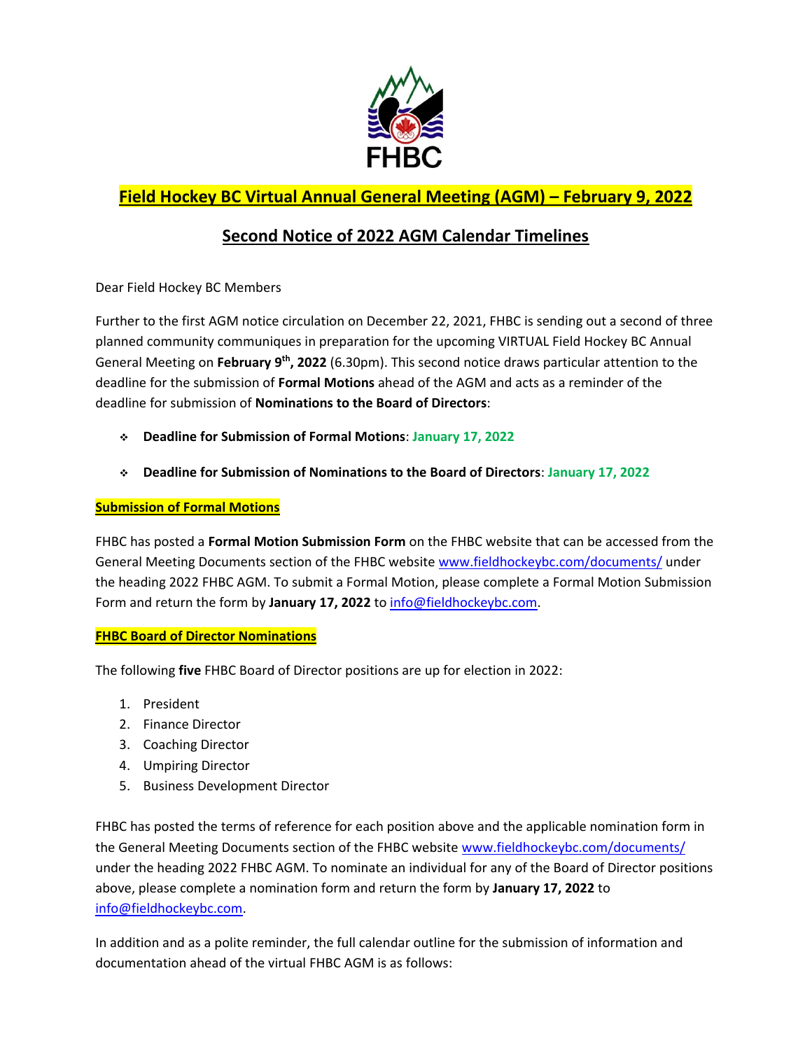# Field Hockey BC Virtual Annual General Meeting (AGM) – February 9, 2022

## Second Notice of 2022 AGM Calendar Timelines

Dear Field Hockey BC Members

Further to the first AGM notice circulation on December 22, 2021, FHBC is sending out a second of three planned community communiques in preparation for the upcoming VIRTUAL Field Hockey BC Annual General Meeting on **February 9th, 2022** (6.30pm). This second notice draws particular attention to the deadline for the submission of **Formal Motions** ahead of the AGM and acts as a reminder of the deadline for submission of **Nominations to the Board of Directors**:

- **Deadline for Submission of Formal Motions**: **January 17, 2022**
- **Deadline for Submission of Nominations to the Board of Directors**: **January 17, 2022**

**Submission of Formal Motions**

FHBC has posted a **Formal Motion Submission Form** on the FHBC website that can be accessed from the General Meeting Documents section of the FHBC website www.fieldhockeybc.com/documents/ under the heading 2022 FHBC AGM. To submit a Formal Motion, please complete a Formal Motion Submission Form and return the form by **January 17, 2022** to info@fieldhockeybc.com.

**FHBC Board of Director Nominations**

The following **five** FHBC Board of Director positions are up for election in 2022:

1. President
2. Finance Director
3. Coaching Director
4. Umpiring Director
5. Business Development Director

FHBC has posted the terms of reference for each position above and the applicable nomination form in the General Meeting Documents section of the FHBC website www.fieldhockeybc.com/documents/ under the heading 2022 FHBC AGM. To nominate an individual for any of the Board of Director positions above, please complete a nomination form and return the form by **January 17, 2022** to info@fieldhockeybc.com.

In addition and as a polite reminder, the full calendar outline for the submission of information and documentation ahead of the virtual FHBC AGM is as follows: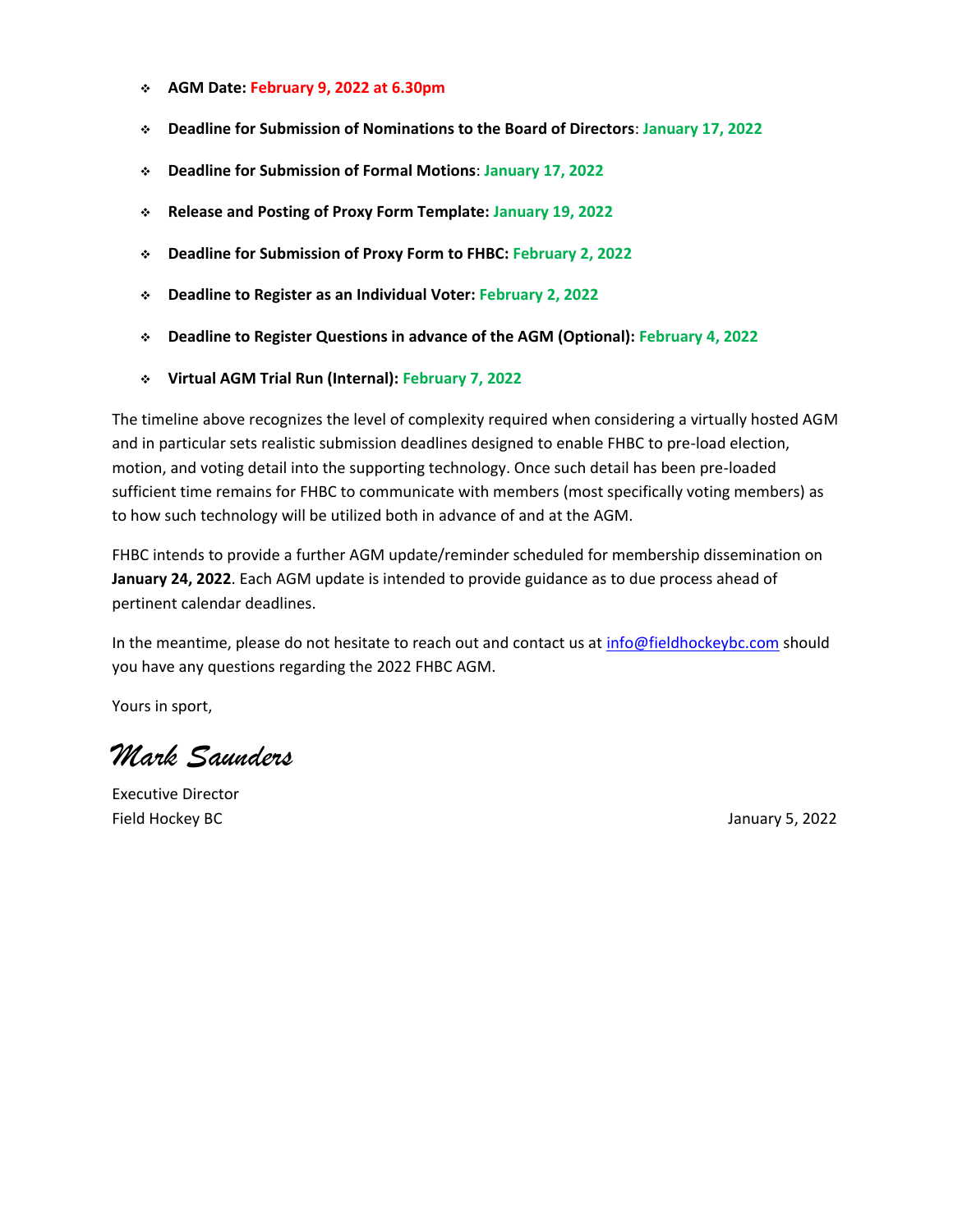- **AGM Date: February 9, 2022 at 6.30pm**
- **Deadline for Submission of Nominations to the Board of Directors**: **January 17, 2022**
- **Deadline for Submission of Formal Motions**: **January 17, 2022**
- **Release and Posting of Proxy Form Template: January 19, 2022**
- **Deadline for Submission of Proxy Form to FHBC: February 2, 2022**
- **Deadline to Register as an Individual Voter: February 2, 2022**
- **Deadline to Register Questions in advance of the AGM (Optional): February 4, 2022**
- **Virtual AGM Trial Run (Internal): February 7, 2022**

The timeline above recognizes the level of complexity required when considering a virtually hosted AGM and in particular sets realistic submission deadlines designed to enable FHBC to pre-load election, motion, and voting detail into the supporting technology. Once such detail has been pre-loaded sufficient time remains for FHBC to communicate with members (most specifically voting members) as to how such technology will be utilized both in advance of and at the AGM.

FHBC intends to provide a further AGM update/reminder scheduled for membership dissemination on **January 24, 2022**. Each AGM update is intended to provide guidance as to due process ahead of pertinent calendar deadlines.

In the meantime, please do not hesitate to reach out and contact us at info@fieldhockeybc.com should you have any questions regarding the 2022 FHBC AGM.

Yours in sport,

*Mark Saunders*

Executive Director
Field Hockey BC

January 5, 2022